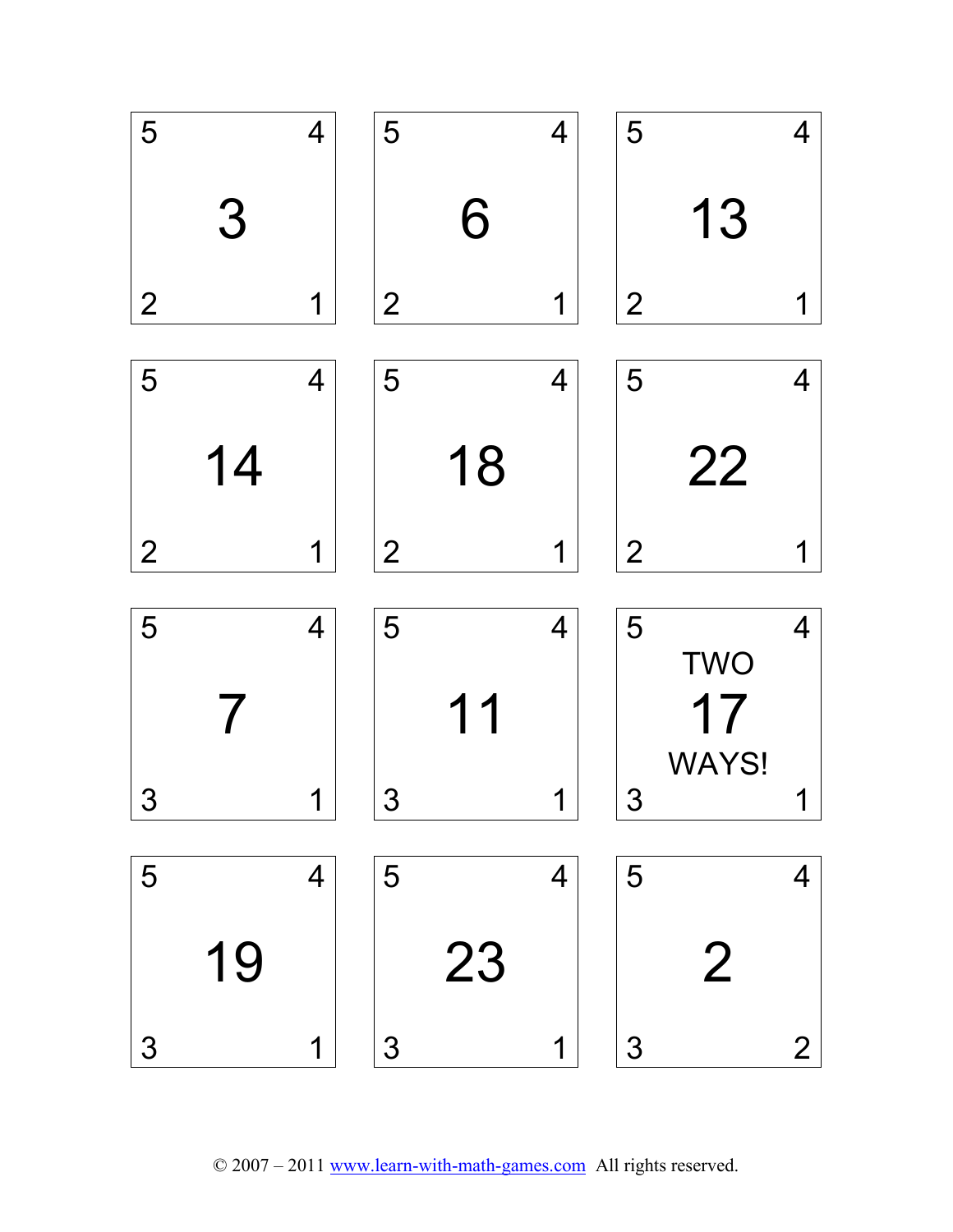| Card | Top-left | Top-right | Center | Bottom-left | Bottom-right |
|---|---|---|---|---|---|
| 1 | 5 | 4 | 3 | 2 | 1 |
| 2 | 5 | 4 | 6 | 2 | 1 |
| 3 | 5 | 4 | 13 | 2 | 1 |
| 4 | 5 | 4 | 14 | 2 | 1 |
| 5 | 5 | 4 | 18 | 2 | 1 |
| 6 | 5 | 4 | 22 | 2 | 1 |
| 7 | 5 | 4 | 7 | 3 | 1 |
| 8 | 5 | 4 | 11 | 3 | 1 |
| 9 | 5 | 4 | TWO 17 WAYS! | 3 | 1 |
| 10 | 5 | 4 | 19 | 3 | 1 |
| 11 | 5 | 4 | 23 | 3 | 1 |
| 12 | 5 | 4 | 2 | 3 | 2 |

© 2007 – 2011 www.learn-with-math-games.com All rights reserved.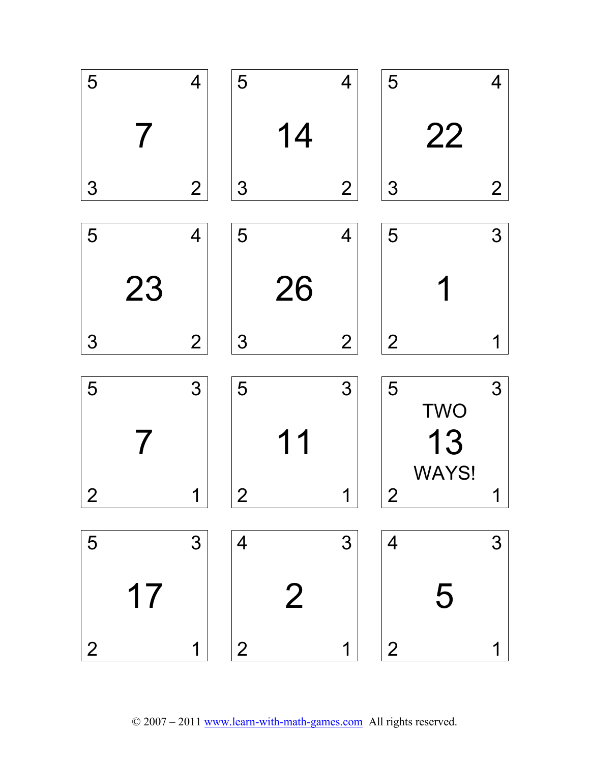| 5 | 4 |
|---|---|
| **7** | |
| 3 | 2 |

| 5 | 4 |
|---|---|
| **14** | |
| 3 | 2 |

| 5 | 4 |
|---|---|
| **22** | |
| 3 | 2 |

| 5 | 4 |
|---|---|
| **23** | |
| 3 | 2 |

| 5 | 4 |
|---|---|
| **26** | |
| 3 | 2 |

| 5 | 3 |
|---|---|
| **1** | |
| 2 | 1 |

| 5 | 3 |
|---|---|
| **7** | |
| 2 | 1 |

| 5 | 3 |
|---|---|
| **11** | |
| 2 | 1 |

| 5 | 3 |
|---|---|
| TWO **13** WAYS! | |
| 2 | 1 |

| 5 | 3 |
|---|---|
| **17** | |
| 2 | 1 |

| 4 | 3 |
|---|---|
| **2** | |
| 2 | 1 |

| 4 | 3 |
|---|---|
| **5** | |
| 2 | 1 |

© 2007 – 2011 www.learn-with-math-games.com All rights reserved.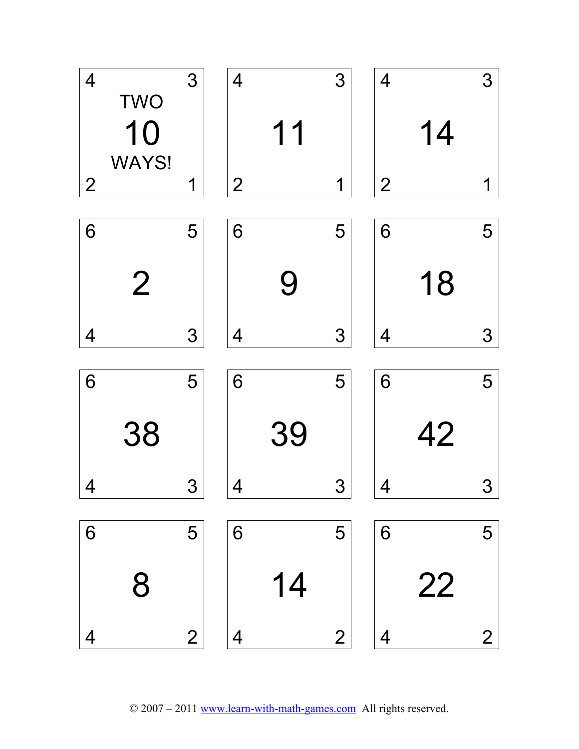| | | |
|---|---|---|
| 4 3 TWO **10** WAYS! 2 1 | 4 3 **11** 2 1 | 4 3 **14** 2 1 |
| 6 5 **2** 4 3 | 6 5 **9** 4 3 | 6 5 **18** 4 3 |
| 6 5 **38** 4 3 | 6 5 **39** 4 3 | 6 5 **42** 4 3 |
| 6 5 **8** 4 2 | 6 5 **14** 4 2 | 6 5 **22** 4 2 |

© 2007 – 2011 www.learn-with-math-games.com All rights reserved.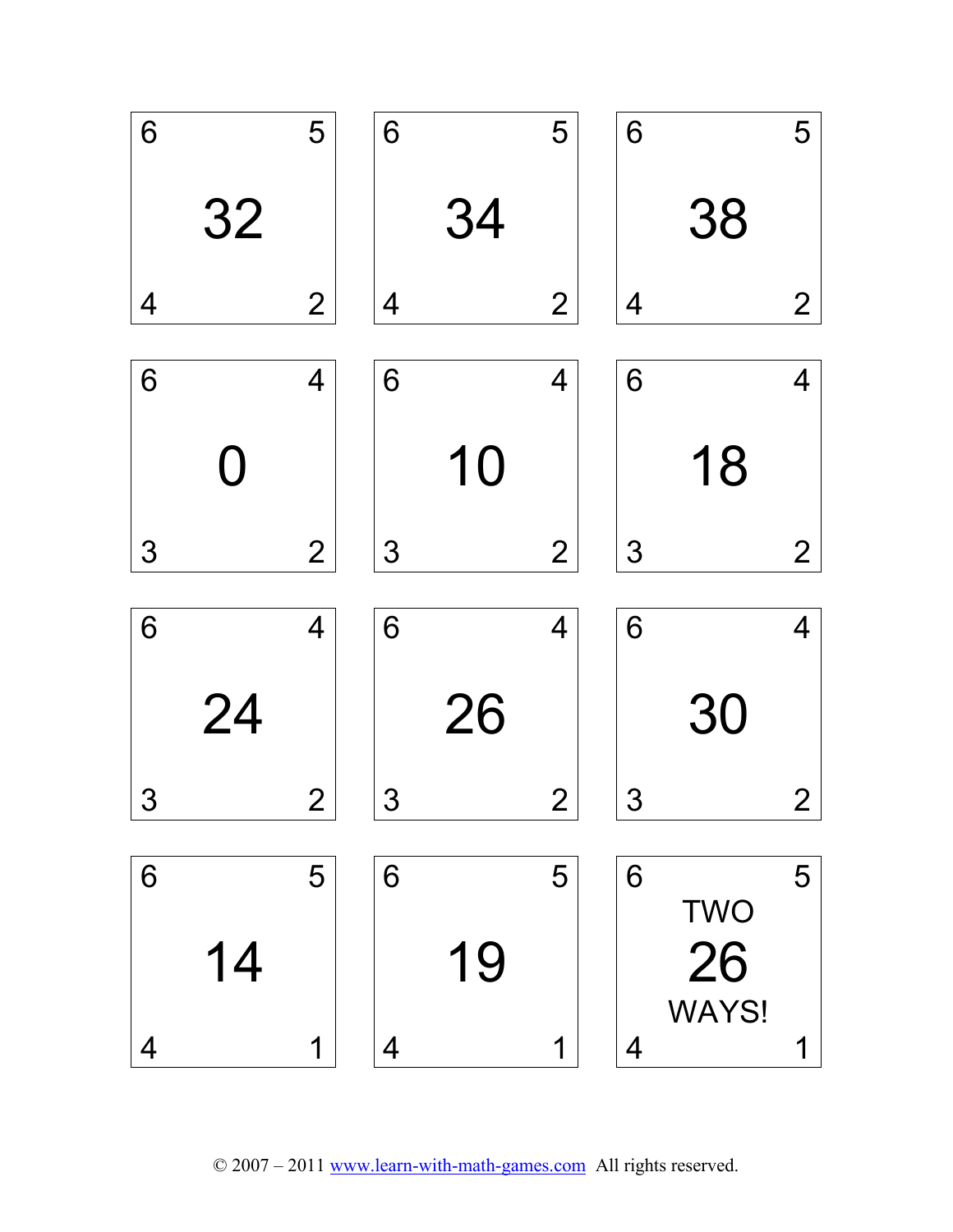| | | |
|---|---|---|
| 6 5<br>**32**<br>4 2 | 6 5<br>**34**<br>4 2 | 6 5<br>**38**<br>4 2 |
| 6 4<br>**0**<br>3 2 | 6 4<br>**10**<br>3 2 | 6 4<br>**18**<br>3 2 |
| 6 4<br>**24**<br>3 2 | 6 4<br>**26**<br>3 2 | 6 4<br>**30**<br>3 2 |
| 6 5<br>**14**<br>4 1 | 6 5<br>**19**<br>4 1 | 6 5<br>TWO<br>**26**<br>WAYS!<br>4 1 |

© 2007 – 2011 www.learn-with-math-games.com All rights reserved.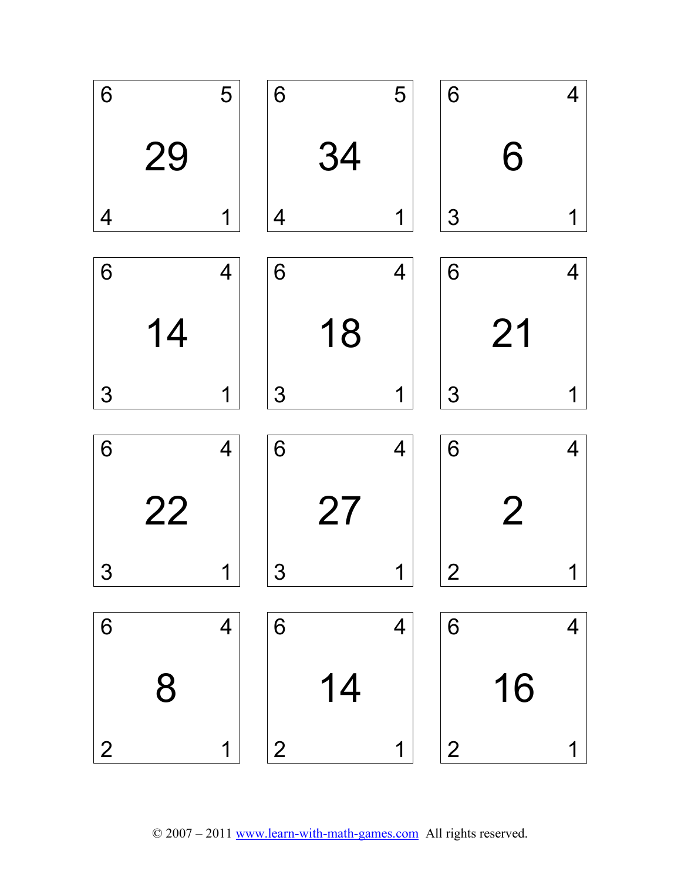| | | |
|---|---|---|
| 6 5<br>**29**<br>4 1 | 6 5<br>**34**<br>4 1 | 6 4<br>**6**<br>3 1 |
| 6 4<br>**14**<br>3 1 | 6 4<br>**18**<br>3 1 | 6 4<br>**21**<br>3 1 |
| 6 4<br>**22**<br>3 1 | 6 4<br>**27**<br>3 1 | 6 4<br>**2**<br>2 1 |
| 6 4<br>**8**<br>2 1 | 6 4<br>**14**<br>2 1 | 6 4<br>**16**<br>2 1 |

© 2007 – 2011 www.learn-with-math-games.com All rights reserved.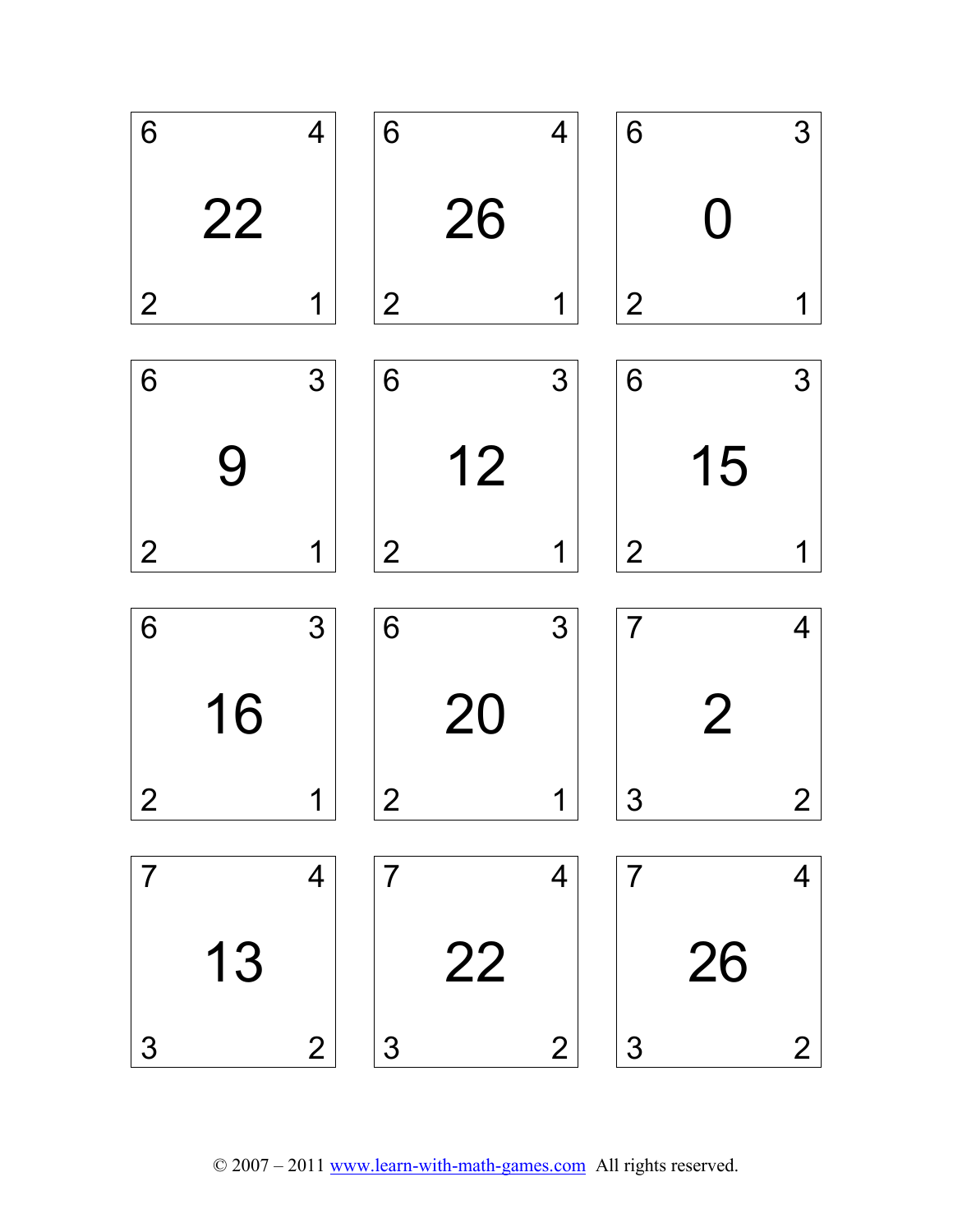| 6 | | 4 |
|---|---|---|
| | 22 | |
| 2 | | 1 |

| 6 | | 4 |
|---|---|---|
| | 26 | |
| 2 | | 1 |

| 6 | | 3 |
|---|---|---|
| | 0 | |
| 2 | | 1 |

| 6 | | 3 |
|---|---|---|
| | 9 | |
| 2 | | 1 |

| 6 | | 3 |
|---|---|---|
| | 12 | |
| 2 | | 1 |

| 6 | | 3 |
|---|---|---|
| | 15 | |
| 2 | | 1 |

| 6 | | 3 |
|---|---|---|
| | 16 | |
| 2 | | 1 |

| 6 | | 3 |
|---|---|---|
| | 20 | |
| 2 | | 1 |

| 7 | | 4 |
|---|---|---|
| | 2 | |
| 3 | | 2 |

| 7 | | 4 |
|---|---|---|
| | 13 | |
| 3 | | 2 |

| 7 | | 4 |
|---|---|---|
| | 22 | |
| 3 | | 2 |

| 7 | | 4 |
|---|---|---|
| | 26 | |
| 3 | | 2 |

© 2007 – 2011 www.learn-with-math-games.com All rights reserved.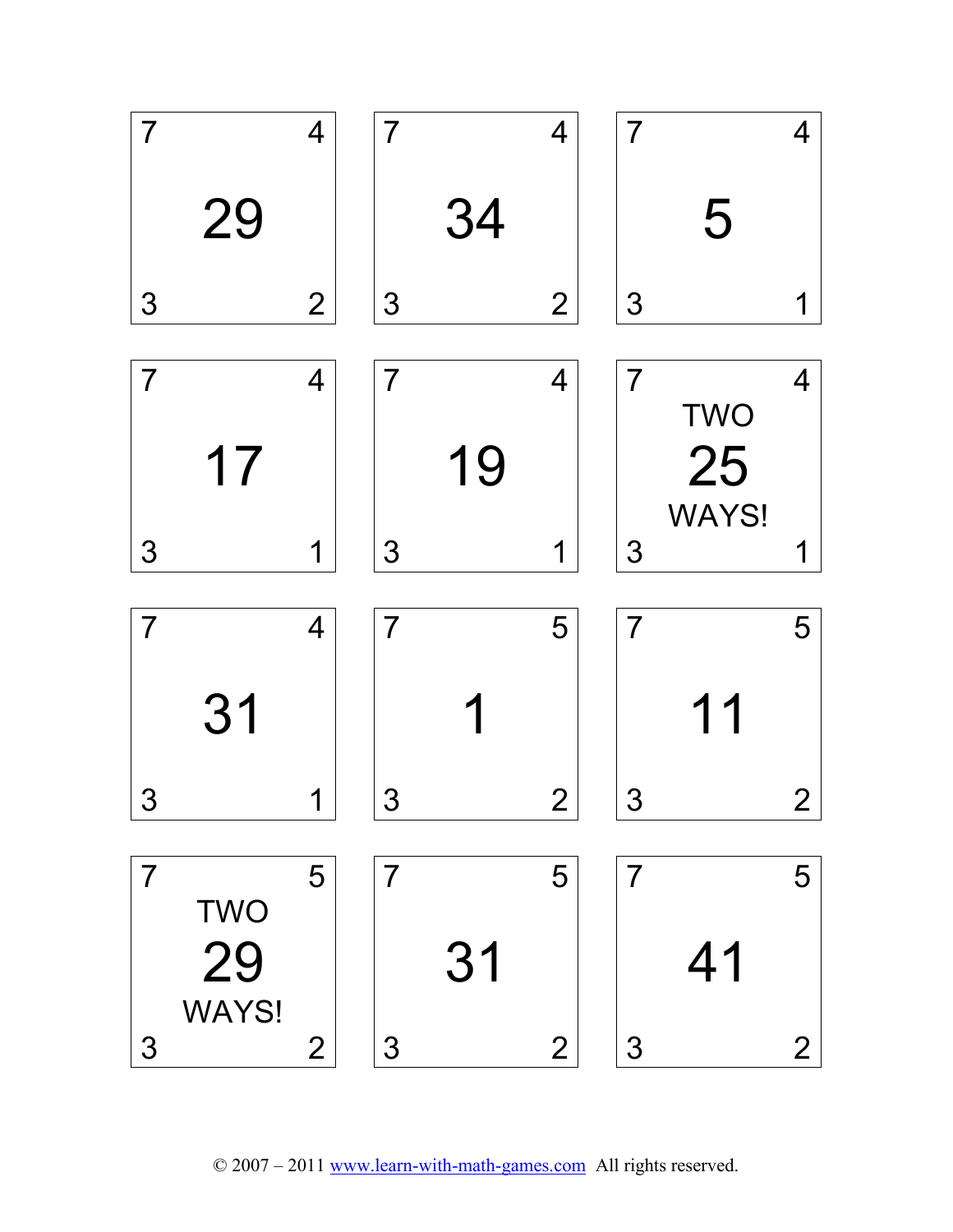7 4

29

3 2

---

7 4

34

3 2

---

7 4

5

3 1

---

7 4

17

3 1

---

7 4

19

3 1

---

7 4

TWO

25

WAYS!

3 1

---

7 4

31

3 1

---

7 5

1

3 2

---

7 5

11

3 2

---

7 5

TWO

29

WAYS!

3 2

---

7 5

31

3 2

---

7 5

41

3 2